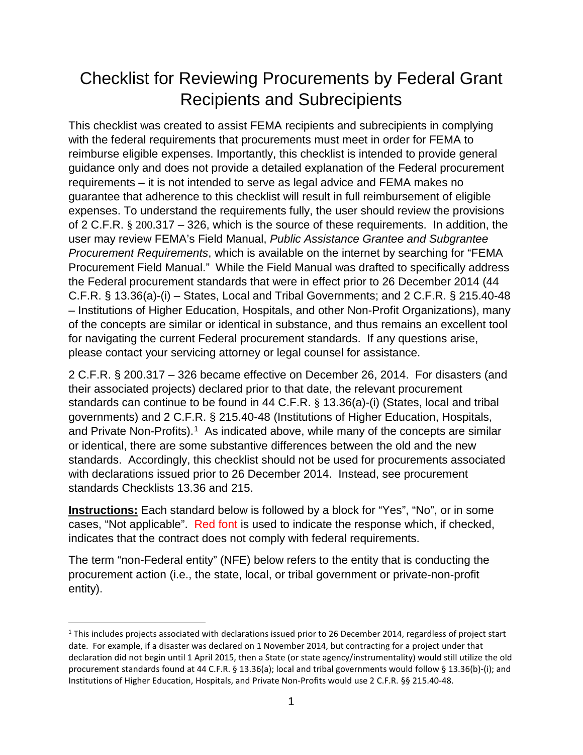# Checklist for Reviewing Procurements by Federal Grant Recipients and Subrecipients

This checklist was created to assist FEMA recipients and subrecipients in complying with the federal requirements that procurements must meet in order for FEMA to reimburse eligible expenses. Importantly, this checklist is intended to provide general guidance only and does not provide a detailed explanation of the Federal procurement requirements – it is not intended to serve as legal advice and FEMA makes no guarantee that adherence to this checklist will result in full reimbursement of eligible expenses. To understand the requirements fully, the user should review the provisions of 2 C.F.R. § 200.317 – 326, which is the source of these requirements. In addition, the user may review FEMA's Field Manual, *Public Assistance Grantee and Subgrantee Procurement Requirements*, which is available on the internet by searching for "FEMA Procurement Field Manual." While the Field Manual was drafted to specifically address the Federal procurement standards that were in effect prior to 26 December 2014 (44 C.F.R. § 13.36(a)-(i) – States, Local and Tribal Governments; and 2 C.F.R. § 215.40-48 – Institutions of Higher Education, Hospitals, and other Non-Profit Organizations), many of the concepts are similar or identical in substance, and thus remains an excellent tool for navigating the current Federal procurement standards. If any questions arise, please contact your servicing attorney or legal counsel for assistance.

2 C.F.R. § 200.317 – 326 became effective on December 26, 2014. For disasters (and their associated projects) declared prior to that date, the relevant procurement standards can continue to be found in 44 C.F.R. § 13.36(a)-(i) (States, local and tribal governments) and 2 C.F.R. § 215.40-48 (Institutions of Higher Education, Hospitals, and Private Non-Profits).[1] As indicated above, while many of the concepts are similar or identical, there are some substantive differences between the old and the new standards. Accordingly, this checklist should not be used for procurements associated with declarations issued prior to 26 December 2014. Instead, see procurement standards Checklists 13.36 and 215.

**Instructions:** Each standard below is followed by a block for "Yes", "No", or in some cases, "Not applicable". Red font is used to indicate the response which, if checked, indicates that the contract does not comply with federal requirements.

The term "non-Federal entity" (NFE) below refers to the entity that is conducting the procurement action (i.e., the state, local, or tribal government or private-non-profit entity).

---

[1] This includes projects associated with declarations issued prior to 26 December 2014, regardless of project start date. For example, if a disaster was declared on 1 November 2014, but contracting for a project under that declaration did not begin until 1 April 2015, then a State (or state agency/instrumentality) would still utilize the old procurement standards found at 44 C.F.R. § 13.36(a); local and tribal governments would follow § 13.36(b)-(i); and Institutions of Higher Education, Hospitals, and Private Non-Profits would use 2 C.F.R. §§ 215.40-48.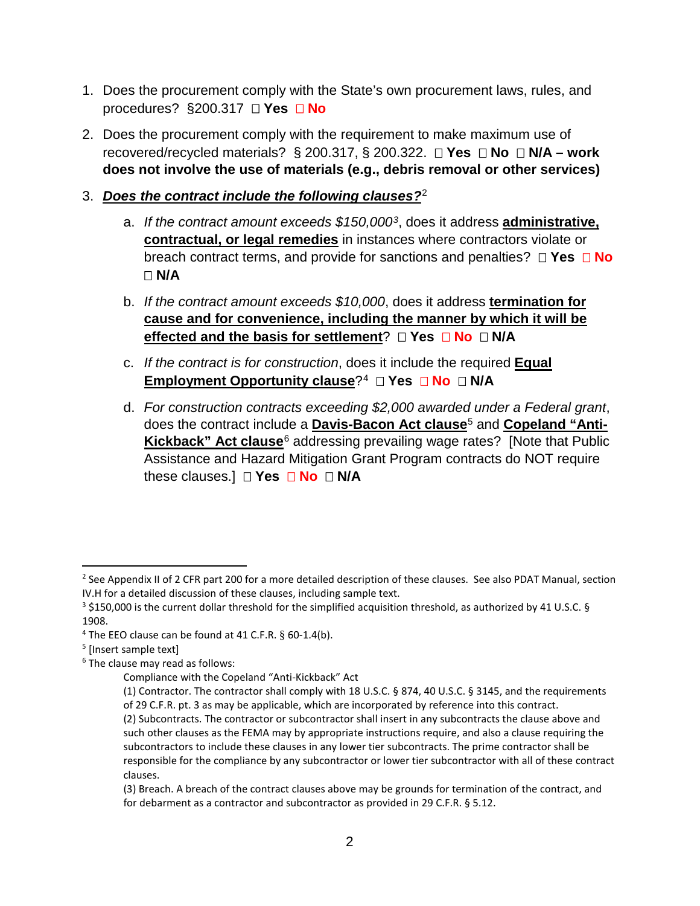1. Does the procurement comply with the State's own procurement laws, rules, and procedures? §200.317 ☐ **Yes** ☐ **No**

2. Does the procurement comply with the requirement to make maximum use of recovered/recycled materials? § 200.317, § 200.322. ☐ **Yes** ☐ **No** ☐ **N/A – work does not involve the use of materials (e.g., debris removal or other services)**

3. ***Does the contract include the following clauses?***[2]

   a. *If the contract amount exceeds $150,000*[3], does it address **administrative, contractual, or legal remedies** in instances where contractors violate or breach contract terms, and provide for sanctions and penalties? ☐ **Yes** ☐ **No** ☐ **N/A**

   b. *If the contract amount exceeds $10,000*, does it address **termination for cause and for convenience, including the manner by which it will be effected and the basis for settlement**? ☐ **Yes** ☐ **No** ☐ **N/A**

   c. *If the contract is for construction*, does it include the required **Equal Employment Opportunity clause**?[4] ☐ **Yes** ☐ **No** ☐ **N/A**

   d. *For construction contracts exceeding $2,000 awarded under a Federal grant*, does the contract include a **Davis-Bacon Act clause**[5] and **Copeland "Anti-Kickback" Act clause**[6] addressing prevailing wage rates? [Note that Public Assistance and Hazard Mitigation Grant Program contracts do NOT require these clauses.] ☐ **Yes** ☐ **No** ☐ **N/A**

---

[2] See Appendix II of 2 CFR part 200 for a more detailed description of these clauses. See also PDAT Manual, section IV.H for a detailed discussion of these clauses, including sample text.

[3] $150,000 is the current dollar threshold for the simplified acquisition threshold, as authorized by 41 U.S.C. § 1908.

[4] The EEO clause can be found at 41 C.F.R. § 60-1.4(b).

[5] [Insert sample text]

[6] The clause may read as follows:

> Compliance with the Copeland "Anti-Kickback" Act
>
> (1) Contractor. The contractor shall comply with 18 U.S.C. § 874, 40 U.S.C. § 3145, and the requirements of 29 C.F.R. pt. 3 as may be applicable, which are incorporated by reference into this contract.
>
> (2) Subcontracts. The contractor or subcontractor shall insert in any subcontracts the clause above and such other clauses as the FEMA may by appropriate instructions require, and also a clause requiring the subcontractors to include these clauses in any lower tier subcontracts. The prime contractor shall be responsible for the compliance by any subcontractor or lower tier subcontractor with all of these contract clauses.
>
> (3) Breach. A breach of the contract clauses above may be grounds for termination of the contract, and for debarment as a contractor and subcontractor as provided in 29 C.F.R. § 5.12.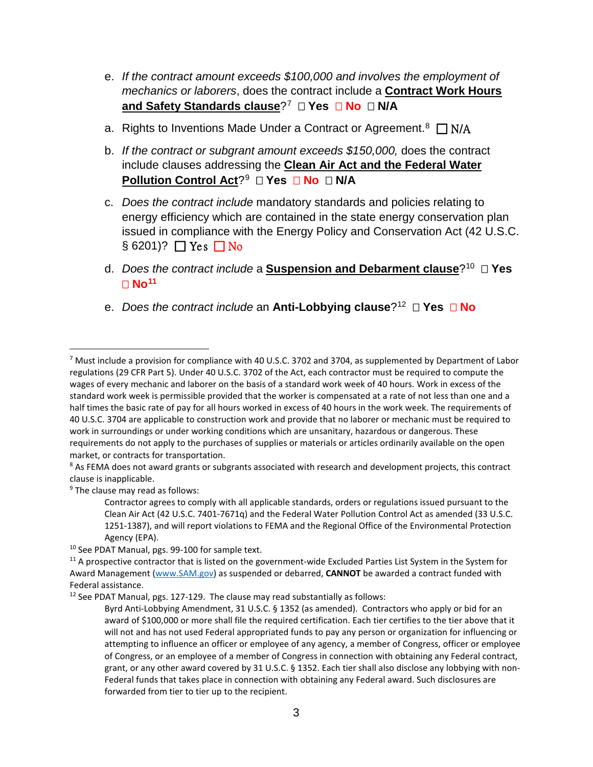e. *If the contract amount exceeds $100,000 and involves the employment of mechanics or laborers*, does the contract include a **<u>Contract Work Hours and Safety Standards clause</u>**?[7] ☐ **Yes** ☐ **No** ☐ **N/A**

a. Rights to Inventions Made Under a Contract or Agreement.[8] ☐ N/A

b. *If the contract or subgrant amount exceeds $150,000,* does the contract include clauses addressing the **<u>Clean Air Act and the Federal Water Pollution Control Act</u>**?[9] ☐ **Yes** ☐ **No** ☐ **N/A**

c. *Does the contract include* mandatory standards and policies relating to energy efficiency which are contained in the state energy conservation plan issued in compliance with the Energy Policy and Conservation Act (42 U.S.C. § 6201)? ☐ Yes ☐ No

d. *Does the contract include* a **<u>Suspension and Debarment clause</u>**?[10] ☐ **Yes** ☐ **No**[11]

e. *Does the contract include* an **Anti-Lobbying clause**?[12] ☐ **Yes** ☐ **No**

---

[7] Must include a provision for compliance with 40 U.S.C. 3702 and 3704, as supplemented by Department of Labor regulations (29 CFR Part 5). Under 40 U.S.C. 3702 of the Act, each contractor must be required to compute the wages of every mechanic and laborer on the basis of a standard work week of 40 hours. Work in excess of the standard work week is permissible provided that the worker is compensated at a rate of not less than one and a half times the basic rate of pay for all hours worked in excess of 40 hours in the work week. The requirements of 40 U.S.C. 3704 are applicable to construction work and provide that no laborer or mechanic must be required to work in surroundings or under working conditions which are unsanitary, hazardous or dangerous. These requirements do not apply to the purchases of supplies or materials or articles ordinarily available on the open market, or contracts for transportation.

[8] As FEMA does not award grants or subgrants associated with research and development projects, this contract clause is inapplicable.

[9] The clause may read as follows:

> Contractor agrees to comply with all applicable standards, orders or regulations issued pursuant to the Clean Air Act (42 U.S.C. 7401-7671q) and the Federal Water Pollution Control Act as amended (33 U.S.C. 1251-1387), and will report violations to FEMA and the Regional Office of the Environmental Protection Agency (EPA).

[10] See PDAT Manual, pgs. 99-100 for sample text.

[11] A prospective contractor that is listed on the government-wide Excluded Parties List System in the System for Award Management (www.SAM.gov) as suspended or debarred, **CANNOT** be awarded a contract funded with Federal assistance.

[12] See PDAT Manual, pgs. 127-129. The clause may read substantially as follows:

> Byrd Anti-Lobbying Amendment, 31 U.S.C. § 1352 (as amended). Contractors who apply or bid for an award of $100,000 or more shall file the required certification. Each tier certifies to the tier above that it will not and has not used Federal appropriated funds to pay any person or organization for influencing or attempting to influence an officer or employee of any agency, a member of Congress, officer or employee of Congress, or an employee of a member of Congress in connection with obtaining any Federal contract, grant, or any other award covered by 31 U.S.C. § 1352. Each tier shall also disclose any lobbying with non-Federal funds that takes place in connection with obtaining any Federal award. Such disclosures are forwarded from tier to tier up to the recipient.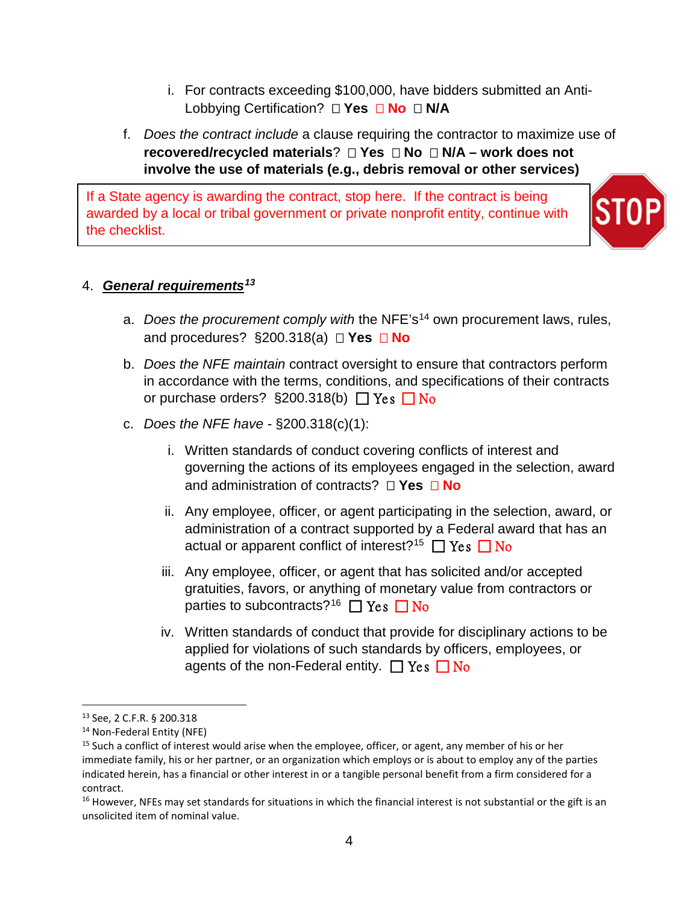i. For contracts exceeding $100,000, have bidders submitted an Anti-Lobbying Certification? ☐ **Yes** ☐ **No** ☐ **N/A**

f. *Does the contract include* a clause requiring the contractor to maximize use of **recovered/recycled materials**? ☐ **Yes** ☐ **No** ☐ **N/A – work does not involve the use of materials (e.g., debris removal or other services)**

> If a State agency is awarding the contract, stop here. If the contract is being awarded by a local or tribal government or private nonprofit entity, continue with the checklist.
>
> STOP

4. ***General requirements***[13]

a. *Does the procurement comply with* the NFE's[14] own procurement laws, rules, and procedures? §200.318(a) ☐ **Yes** ☐ **No**

b. *Does the NFE maintain* contract oversight to ensure that contractors perform in accordance with the terms, conditions, and specifications of their contracts or purchase orders? §200.318(b) ☐ Yes ☐ No

c. *Does the NFE have* - §200.318(c)(1):

i. Written standards of conduct covering conflicts of interest and governing the actions of its employees engaged in the selection, award and administration of contracts? ☐ **Yes** ☐ **No**

ii. Any employee, officer, or agent participating in the selection, award, or administration of a contract supported by a Federal award that has an actual or apparent conflict of interest?[15] ☐ Yes ☐ No

iii. Any employee, officer, or agent that has solicited and/or accepted gratuities, favors, or anything of monetary value from contractors or parties to subcontracts?[16] ☐ Yes ☐ No

iv. Written standards of conduct that provide for disciplinary actions to be applied for violations of such standards by officers, employees, or agents of the non-Federal entity. ☐ Yes ☐ No

---

[13] See, 2 C.F.R. § 200.318

[14] Non-Federal Entity (NFE)

[15] Such a conflict of interest would arise when the employee, officer, or agent, any member of his or her immediate family, his or her partner, or an organization which employs or is about to employ any of the parties indicated herein, has a financial or other interest in or a tangible personal benefit from a firm considered for a contract.

[16] However, NFEs may set standards for situations in which the financial interest is not substantial or the gift is an unsolicited item of nominal value.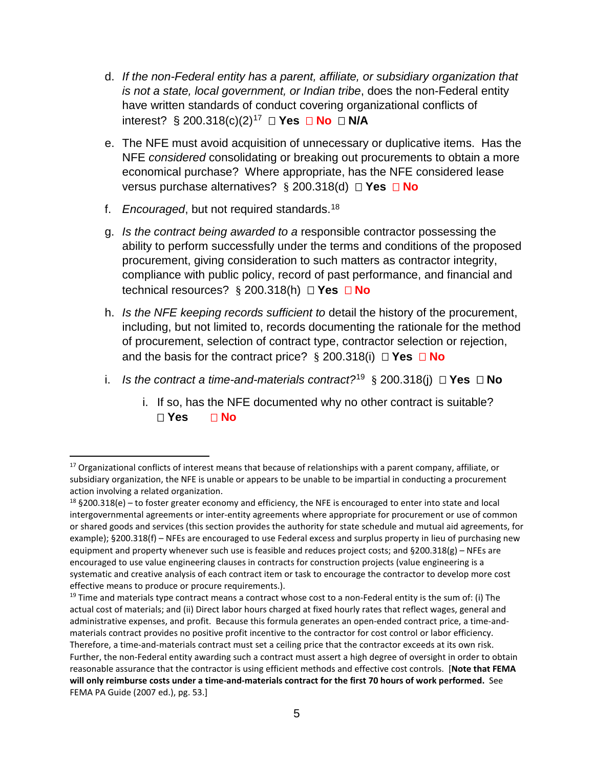d. *If the non-Federal entity has a parent, affiliate, or subsidiary organization that is not a state, local government, or Indian tribe*, does the non-Federal entity have written standards of conduct covering organizational conflicts of interest? § 200.318(c)(2)[17] ☐ **Yes** ☐ **No** ☐ **N/A**

e. The NFE must avoid acquisition of unnecessary or duplicative items. Has the NFE *considered* consolidating or breaking out procurements to obtain a more economical purchase? Where appropriate, has the NFE considered lease versus purchase alternatives? § 200.318(d) ☐ **Yes** ☐ **No**

f. *Encouraged*, but not required standards.[18]

g. *Is the contract being awarded to a* responsible contractor possessing the ability to perform successfully under the terms and conditions of the proposed procurement, giving consideration to such matters as contractor integrity, compliance with public policy, record of past performance, and financial and technical resources? § 200.318(h) ☐ **Yes** ☐ **No**

h. *Is the NFE keeping records sufficient to* detail the history of the procurement, including, but not limited to, records documenting the rationale for the method of procurement, selection of contract type, contractor selection or rejection, and the basis for the contract price? § 200.318(i) ☐ **Yes** ☐ **No**

i. *Is the contract a time-and-materials contract?*[19] § 200.318(j) ☐ **Yes** ☐ **No**

   i. If so, has the NFE documented why no other contract is suitable? ☐ **Yes** ☐ **No**

---

[17] Organizational conflicts of interest means that because of relationships with a parent company, affiliate, or subsidiary organization, the NFE is unable or appears to be unable to be impartial in conducting a procurement action involving a related organization.

[18] §200.318(e) – to foster greater economy and efficiency, the NFE is encouraged to enter into state and local intergovernmental agreements or inter-entity agreements where appropriate for procurement or use of common or shared goods and services (this section provides the authority for state schedule and mutual aid agreements, for example); §200.318(f) – NFEs are encouraged to use Federal excess and surplus property in lieu of purchasing new equipment and property whenever such use is feasible and reduces project costs; and §200.318(g) – NFEs are encouraged to use value engineering clauses in contracts for construction projects (value engineering is a systematic and creative analysis of each contract item or task to encourage the contractor to develop more cost effective means to produce or procure requirements.).

[19] Time and materials type contract means a contract whose cost to a non-Federal entity is the sum of: (i) The actual cost of materials; and (ii) Direct labor hours charged at fixed hourly rates that reflect wages, general and administrative expenses, and profit. Because this formula generates an open-ended contract price, a time-and-materials contract provides no positive profit incentive to the contractor for cost control or labor efficiency. Therefore, a time-and-materials contract must set a ceiling price that the contractor exceeds at its own risk. Further, the non-Federal entity awarding such a contract must assert a high degree of oversight in order to obtain reasonable assurance that the contractor is using efficient methods and effective cost controls. [**Note that FEMA will only reimburse costs under a time-and-materials contract for the first 70 hours of work performed.** See FEMA PA Guide (2007 ed.), pg. 53.]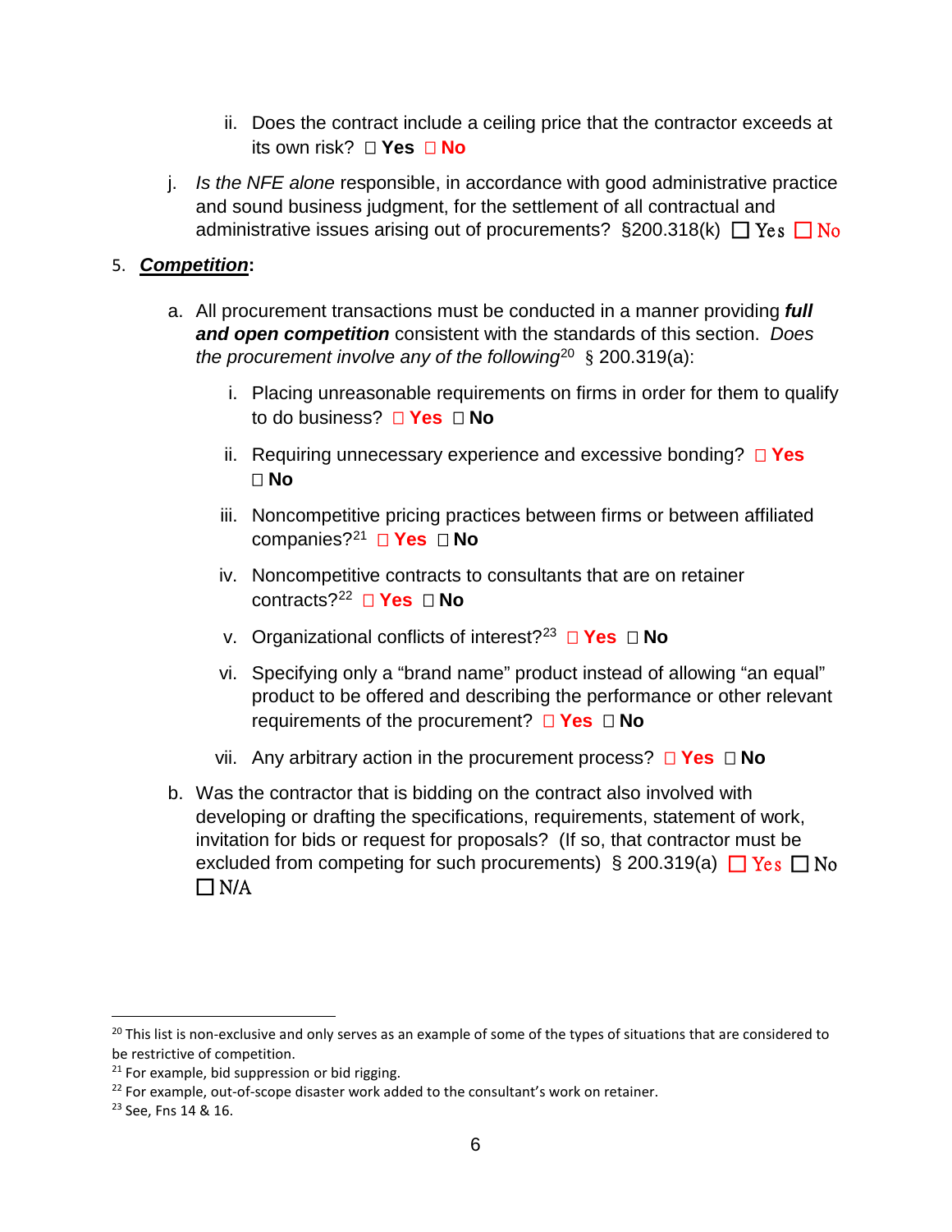ii. Does the contract include a ceiling price that the contractor exceeds at its own risk? ☐ **Yes** ☐ **No**

j. *Is the NFE alone* responsible, in accordance with good administrative practice and sound business judgment, for the settlement of all contractual and administrative issues arising out of procurements? §200.318(k) ☐ Yes ☐ No

5. ***Competition*:**

   a. All procurement transactions must be conducted in a manner providing ***full and open competition*** consistent with the standards of this section. *Does the procurement involve any of the following*[20] § 200.319(a):

      i. Placing unreasonable requirements on firms in order for them to qualify to do business? ☐ **Yes** ☐ **No**

      ii. Requiring unnecessary experience and excessive bonding? ☐ **Yes** ☐ **No**

      iii. Noncompetitive pricing practices between firms or between affiliated companies?[21] ☐ **Yes** ☐ **No**

      iv. Noncompetitive contracts to consultants that are on retainer contracts?[22] ☐ **Yes** ☐ **No**

      v. Organizational conflicts of interest?[23] ☐ **Yes** ☐ **No**

      vi. Specifying only a "brand name" product instead of allowing "an equal" product to be offered and describing the performance or other relevant requirements of the procurement? ☐ **Yes** ☐ **No**

      vii. Any arbitrary action in the procurement process? ☐ **Yes** ☐ **No**

   b. Was the contractor that is bidding on the contract also involved with developing or drafting the specifications, requirements, statement of work, invitation for bids or request for proposals? (If so, that contractor must be excluded from competing for such procurements) § 200.319(a) ☐ Yes ☐ No ☐ N/A

---

[20] This list is non-exclusive and only serves as an example of some of the types of situations that are considered to be restrictive of competition.

[21] For example, bid suppression or bid rigging.

[22] For example, out-of-scope disaster work added to the consultant's work on retainer.

[23] See, Fns 14 & 16.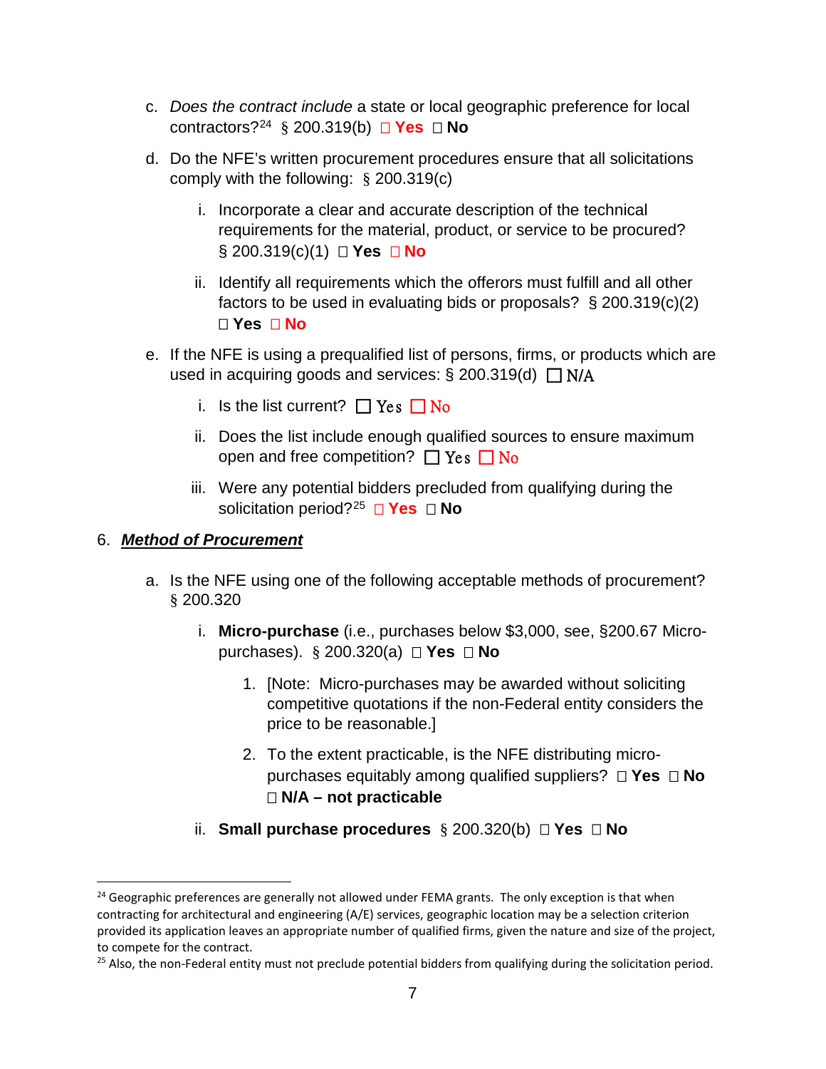c. *Does the contract include* a state or local geographic preference for local contractors?[24] § 200.319(b) ☐ **Yes** ☐ **No**

d. Do the NFE's written procurement procedures ensure that all solicitations comply with the following: § 200.319(c)

   i. Incorporate a clear and accurate description of the technical requirements for the material, product, or service to be procured? § 200.319(c)(1) ☐ **Yes** ☐ **No**

   ii. Identify all requirements which the offerors must fulfill and all other factors to be used in evaluating bids or proposals? § 200.319(c)(2) ☐ **Yes** ☐ **No**

e. If the NFE is using a prequalified list of persons, firms, or products which are used in acquiring goods and services: § 200.319(d) ☐ N/A

   i. Is the list current? ☐ Yes ☐ No

   ii. Does the list include enough qualified sources to ensure maximum open and free competition? ☐ Yes ☐ No

   iii. Were any potential bidders precluded from qualifying during the solicitation period?[25] ☐ **Yes** ☐ **No**

6. ***Method of Procurement***

   a. Is the NFE using one of the following acceptable methods of procurement? § 200.320

      i. **Micro-purchase** (i.e., purchases below $3,000, see, §200.67 Micro-purchases). § 200.320(a) ☐ **Yes** ☐ **No**

         1. [Note: Micro-purchases may be awarded without soliciting competitive quotations if the non-Federal entity considers the price to be reasonable.]

         2. To the extent practicable, is the NFE distributing micro-purchases equitably among qualified suppliers? ☐ **Yes** ☐ **No** ☐ **N/A – not practicable**

      ii. **Small purchase procedures** § 200.320(b) ☐ **Yes** ☐ **No**

---

[24] Geographic preferences are generally not allowed under FEMA grants. The only exception is that when contracting for architectural and engineering (A/E) services, geographic location may be a selection criterion provided its application leaves an appropriate number of qualified firms, given the nature and size of the project, to compete for the contract.

[25] Also, the non-Federal entity must not preclude potential bidders from qualifying during the solicitation period.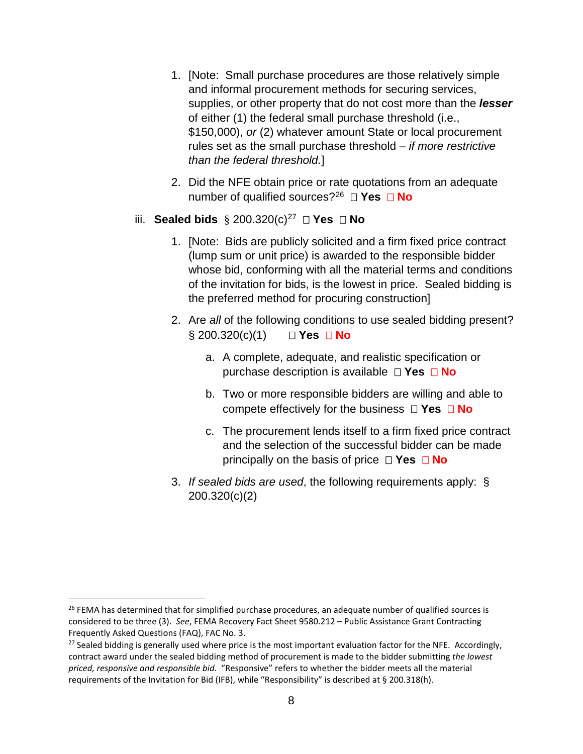1. [Note: Small purchase procedures are those relatively simple and informal procurement methods for securing services, supplies, or other property that do not cost more than the ***lesser*** of either (1) the federal small purchase threshold (i.e., $150,000), *or* (2) whatever amount State or local procurement rules set as the small purchase threshold – *if more restrictive than the federal threshold.*]

2. Did the NFE obtain price or rate quotations from an adequate number of qualified sources?[26] ☐ **Yes** ☐ **No**

iii. **Sealed bids** § 200.320(c)[27] ☐ **Yes** ☐ **No**

1. [Note: Bids are publicly solicited and a firm fixed price contract (lump sum or unit price) is awarded to the responsible bidder whose bid, conforming with all the material terms and conditions of the invitation for bids, is the lowest in price. Sealed bidding is the preferred method for procuring construction]

2. Are *all* of the following conditions to use sealed bidding present? § 200.320(c)(1) ☐ **Yes** ☐ **No**

   a. A complete, adequate, and realistic specification or purchase description is available ☐ **Yes** ☐ **No**

   b. Two or more responsible bidders are willing and able to compete effectively for the business ☐ **Yes** ☐ **No**

   c. The procurement lends itself to a firm fixed price contract and the selection of the successful bidder can be made principally on the basis of price ☐ **Yes** ☐ **No**

3. *If sealed bids are used*, the following requirements apply: § 200.320(c)(2)

---

[26] FEMA has determined that for simplified purchase procedures, an adequate number of qualified sources is considered to be three (3). *See*, FEMA Recovery Fact Sheet 9580.212 – Public Assistance Grant Contracting Frequently Asked Questions (FAQ), FAC No. 3.

[27] Sealed bidding is generally used where price is the most important evaluation factor for the NFE. Accordingly, contract award under the sealed bidding method of procurement is made to the bidder submitting *the lowest priced, responsive and responsible bid*. "Responsive" refers to whether the bidder meets all the material requirements of the Invitation for Bid (IFB), while "Responsibility" is described at § 200.318(h).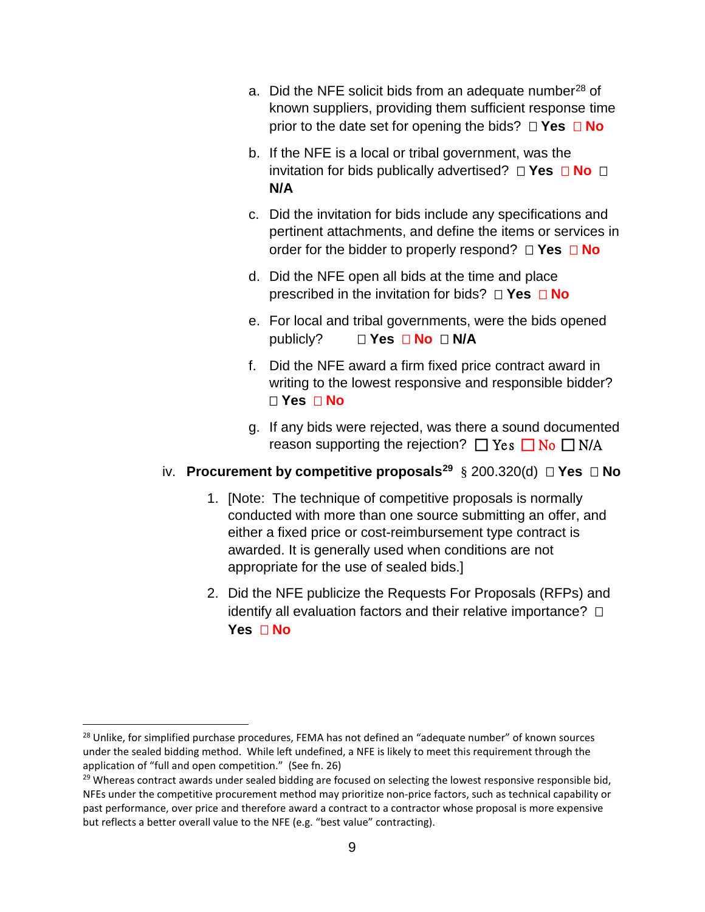a. Did the NFE solicit bids from an adequate number[28] of known suppliers, providing them sufficient response time prior to the date set for opening the bids? ☐ **Yes** ☐ **No**

b. If the NFE is a local or tribal government, was the invitation for bids publically advertised? ☐ **Yes** ☐ **No** ☐ **N/A**

c. Did the invitation for bids include any specifications and pertinent attachments, and define the items or services in order for the bidder to properly respond? ☐ **Yes** ☐ **No**

d. Did the NFE open all bids at the time and place prescribed in the invitation for bids? ☐ **Yes** ☐ **No**

e. For local and tribal governments, were the bids opened publicly? ☐ **Yes** ☐ **No** ☐ **N/A**

f. Did the NFE award a firm fixed price contract award in writing to the lowest responsive and responsible bidder? ☐ **Yes** ☐ **No**

g. If any bids were rejected, was there a sound documented reason supporting the rejection? ☐ Yes ☐ No ☐ N/A

iv. **Procurement by competitive proposals**[29] § 200.320(d) ☐ **Yes** ☐ **No**

1. [Note: The technique of competitive proposals is normally conducted with more than one source submitting an offer, and either a fixed price or cost-reimbursement type contract is awarded. It is generally used when conditions are not appropriate for the use of sealed bids.]

2. Did the NFE publicize the Requests For Proposals (RFPs) and identify all evaluation factors and their relative importance? ☐ **Yes** ☐ **No**

---

[28] Unlike, for simplified purchase procedures, FEMA has not defined an "adequate number" of known sources under the sealed bidding method. While left undefined, a NFE is likely to meet this requirement through the application of "full and open competition." (See fn. 26)

[29] Whereas contract awards under sealed bidding are focused on selecting the lowest responsive responsible bid, NFEs under the competitive procurement method may prioritize non-price factors, such as technical capability or past performance, over price and therefore award a contract to a contractor whose proposal is more expensive but reflects a better overall value to the NFE (e.g. "best value" contracting).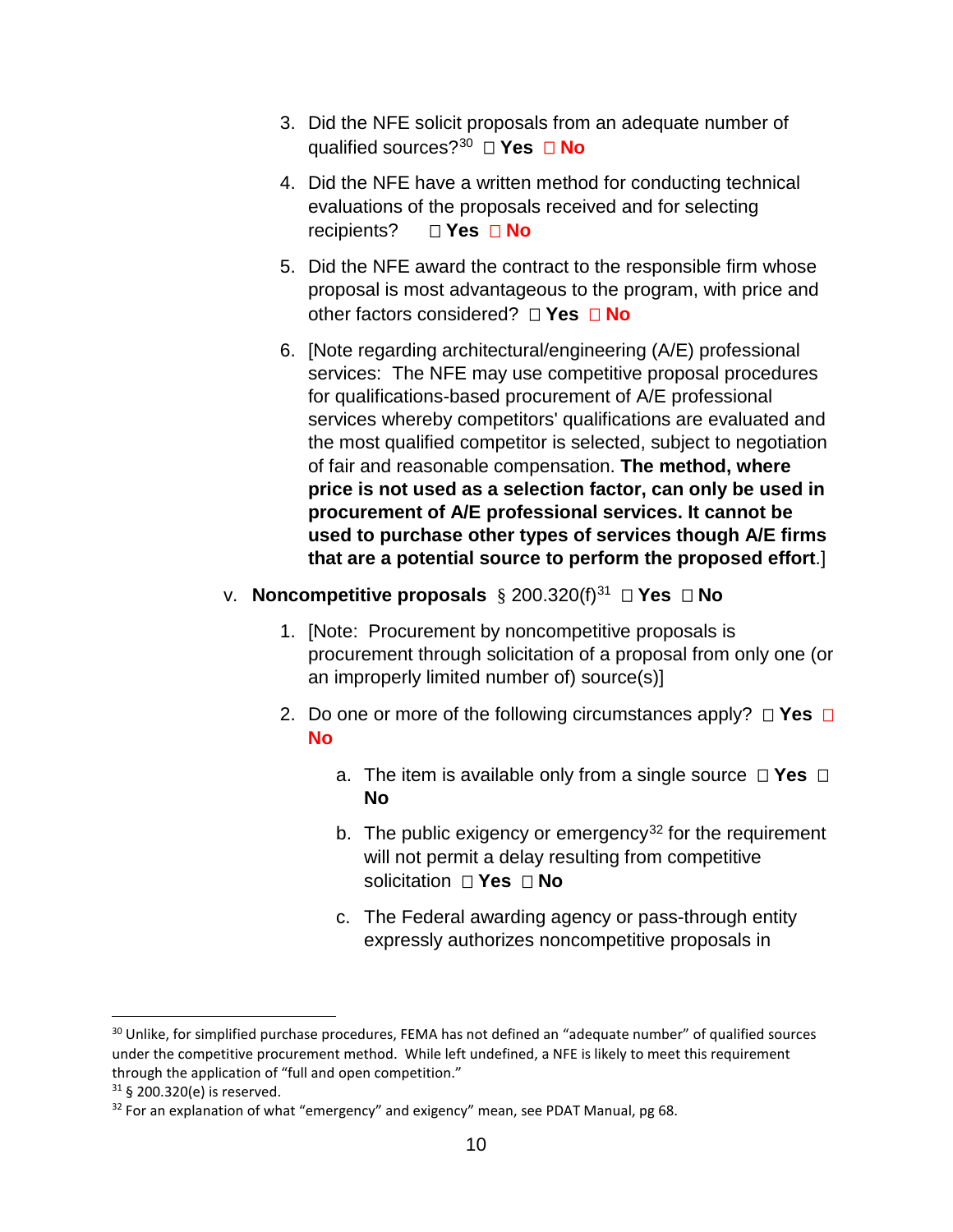3. Did the NFE solicit proposals from an adequate number of qualified sources?[30] ☐ **Yes** ☐ **No**

4. Did the NFE have a written method for conducting technical evaluations of the proposals received and for selecting recipients? ☐ **Yes** ☐ **No**

5. Did the NFE award the contract to the responsible firm whose proposal is most advantageous to the program, with price and other factors considered? ☐ **Yes** ☐ **No**

6. [Note regarding architectural/engineering (A/E) professional services: The NFE may use competitive proposal procedures for qualifications-based procurement of A/E professional services whereby competitors' qualifications are evaluated and the most qualified competitor is selected, subject to negotiation of fair and reasonable compensation. **The method, where price is not used as a selection factor, can only be used in procurement of A/E professional services. It cannot be used to purchase other types of services though A/E firms that are a potential source to perform the proposed effort**.]

v. **Noncompetitive proposals** § 200.320(f)[31] ☐ **Yes** ☐ **No**

1. [Note: Procurement by noncompetitive proposals is procurement through solicitation of a proposal from only one (or an improperly limited number of) source(s)]

2. Do one or more of the following circumstances apply? ☐ **Yes** ☐ **No**

    a. The item is available only from a single source ☐ **Yes** ☐ **No**

    b. The public exigency or emergency[32] for the requirement will not permit a delay resulting from competitive solicitation ☐ **Yes** ☐ **No**

    c. The Federal awarding agency or pass-through entity expressly authorizes noncompetitive proposals in

---

[30] Unlike, for simplified purchase procedures, FEMA has not defined an "adequate number" of qualified sources under the competitive procurement method. While left undefined, a NFE is likely to meet this requirement through the application of "full and open competition."

[31] § 200.320(e) is reserved.

[32] For an explanation of what "emergency" and exigency" mean, see PDAT Manual, pg 68.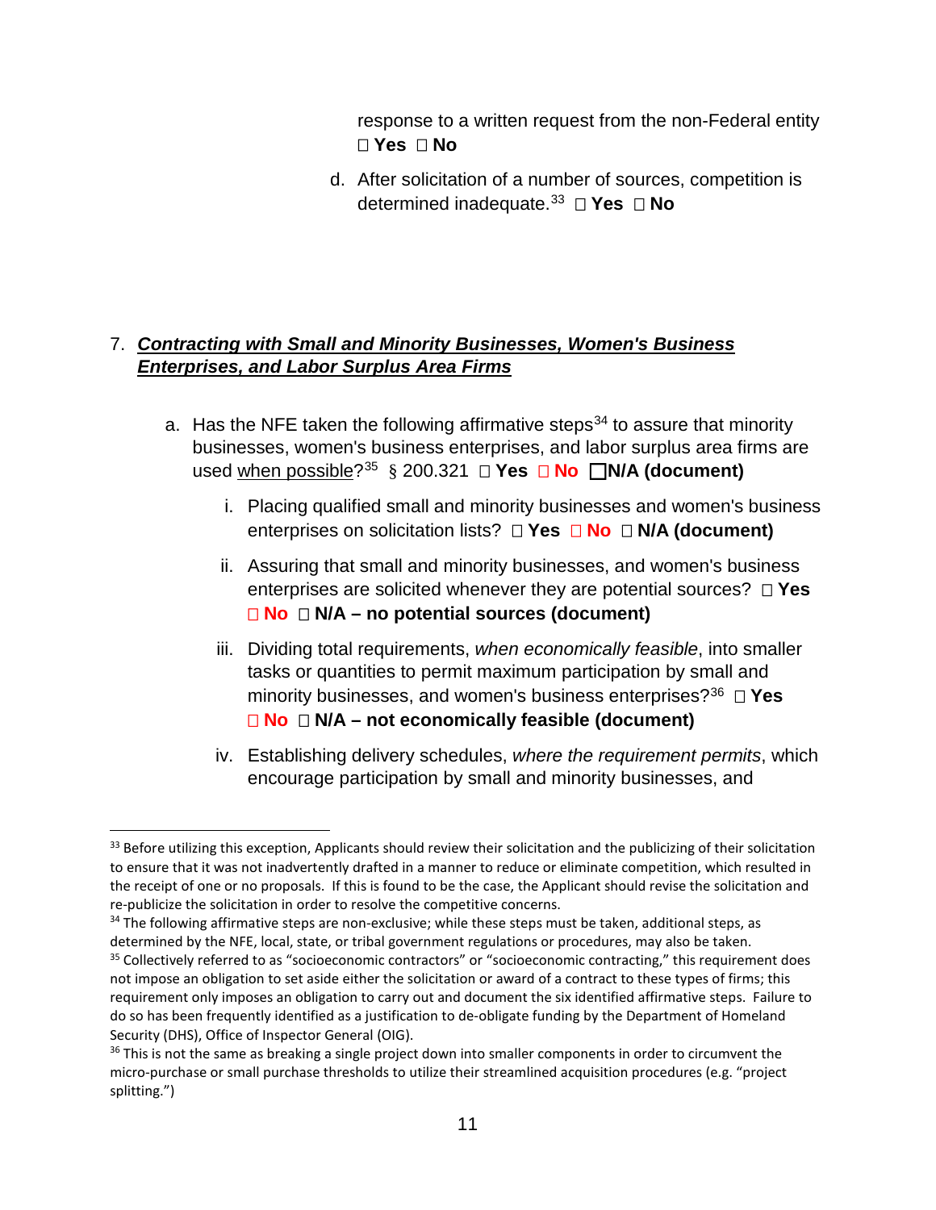response to a written request from the non-Federal entity ☐ **Yes** ☐ **No**

d. After solicitation of a number of sources, competition is determined inadequate.[33] ☐ **Yes** ☐ **No**

7. ***Contracting with Small and Minority Businesses, Women's Business Enterprises, and Labor Surplus Area Firms***

   a. Has the NFE taken the following affirmative steps[34] to assure that minority businesses, women's business enterprises, and labor surplus area firms are used when possible?[35] § 200.321 ☐ **Yes** ☐ **No** ☐ **N/A (document)**

      i. Placing qualified small and minority businesses and women's business enterprises on solicitation lists? ☐ **Yes** ☐ **No** ☐ **N/A (document)**

      ii. Assuring that small and minority businesses, and women's business enterprises are solicited whenever they are potential sources? ☐ **Yes** ☐ **No** ☐ **N/A – no potential sources (document)**

      iii. Dividing total requirements, *when economically feasible*, into smaller tasks or quantities to permit maximum participation by small and minority businesses, and women's business enterprises?[36] ☐ **Yes** ☐ **No** ☐ **N/A – not economically feasible (document)**

      iv. Establishing delivery schedules, *where the requirement permits*, which encourage participation by small and minority businesses, and

---

[33] Before utilizing this exception, Applicants should review their solicitation and the publicizing of their solicitation to ensure that it was not inadvertently drafted in a manner to reduce or eliminate competition, which resulted in the receipt of one or no proposals. If this is found to be the case, the Applicant should revise the solicitation and re-publicize the solicitation in order to resolve the competitive concerns.

[34] The following affirmative steps are non-exclusive; while these steps must be taken, additional steps, as determined by the NFE, local, state, or tribal government regulations or procedures, may also be taken.

[35] Collectively referred to as "socioeconomic contractors" or "socioeconomic contracting," this requirement does not impose an obligation to set aside either the solicitation or award of a contract to these types of firms; this requirement only imposes an obligation to carry out and document the six identified affirmative steps. Failure to do so has been frequently identified as a justification to de-obligate funding by the Department of Homeland Security (DHS), Office of Inspector General (OIG).

[36] This is not the same as breaking a single project down into smaller components in order to circumvent the micro-purchase or small purchase thresholds to utilize their streamlined acquisition procedures (e.g. "project splitting.")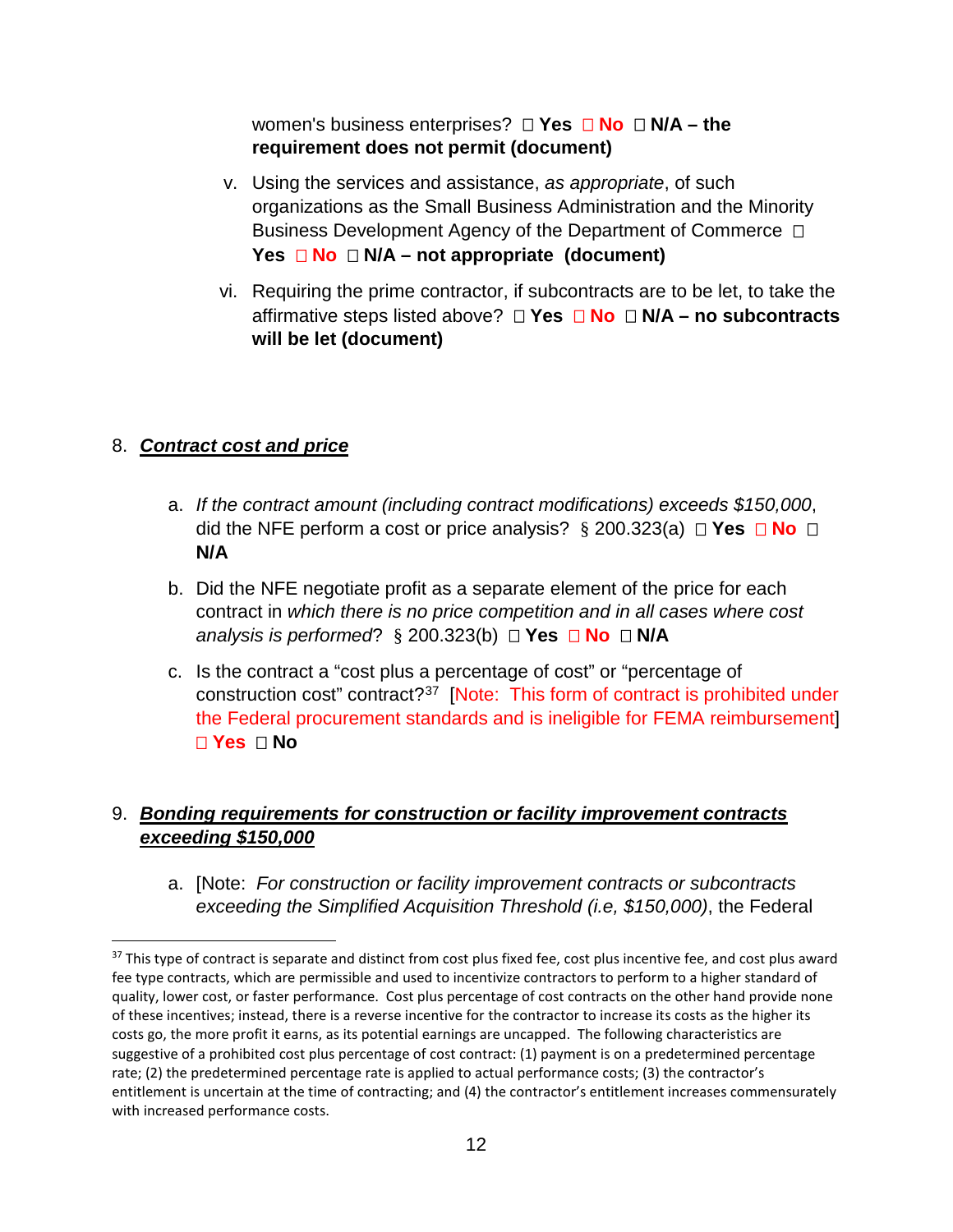women's business enterprises? ☐ **Yes** ☐ **No** ☐ **N/A – the requirement does not permit (document)**

v. Using the services and assistance, *as appropriate*, of such organizations as the Small Business Administration and the Minority Business Development Agency of the Department of Commerce ☐ **Yes** ☐ **No** ☐ **N/A – not appropriate (document)**

vi. Requiring the prime contractor, if subcontracts are to be let, to take the affirmative steps listed above? ☐ **Yes** ☐ **No** ☐ **N/A – no subcontracts will be let (document)**

8. ***Contract cost and price***

a. *If the contract amount (including contract modifications) exceeds $150,000*, did the NFE perform a cost or price analysis? § 200.323(a) ☐ **Yes** ☐ **No** ☐ **N/A**

b. Did the NFE negotiate profit as a separate element of the price for each contract in *which there is no price competition and in all cases where cost analysis is performed*? § 200.323(b) ☐ **Yes** ☐ **No** ☐ **N/A**

c. Is the contract a "cost plus a percentage of cost" or "percentage of construction cost" contract?[37] [Note: This form of contract is prohibited under the Federal procurement standards and is ineligible for FEMA reimbursement] ☐ **Yes** ☐ **No**

9. ***Bonding requirements for construction or facility improvement contracts exceeding $150,000***

a. [Note: *For construction or facility improvement contracts or subcontracts exceeding the Simplified Acquisition Threshold (i.e, $150,000)*, the Federal

---

[37] This type of contract is separate and distinct from cost plus fixed fee, cost plus incentive fee, and cost plus award fee type contracts, which are permissible and used to incentivize contractors to perform to a higher standard of quality, lower cost, or faster performance. Cost plus percentage of cost contracts on the other hand provide none of these incentives; instead, there is a reverse incentive for the contractor to increase its costs as the higher its costs go, the more profit it earns, as its potential earnings are uncapped. The following characteristics are suggestive of a prohibited cost plus percentage of cost contract: (1) payment is on a predetermined percentage rate; (2) the predetermined percentage rate is applied to actual performance costs; (3) the contractor's entitlement is uncertain at the time of contracting; and (4) the contractor's entitlement increases commensurately with increased performance costs.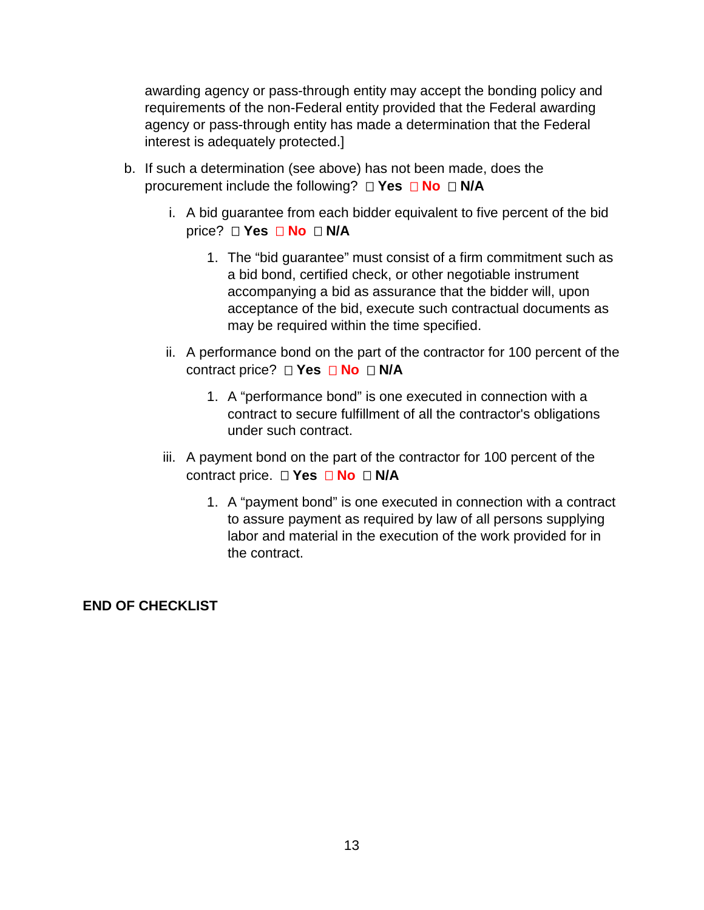awarding agency or pass-through entity may accept the bonding policy and requirements of the non-Federal entity provided that the Federal awarding agency or pass-through entity has made a determination that the Federal interest is adequately protected.]

b. If such a determination (see above) has not been made, does the procurement include the following? ☐ **Yes** ☐ **No** ☐ **N/A**

   i. A bid guarantee from each bidder equivalent to five percent of the bid price? ☐ **Yes** ☐ **No** ☐ **N/A**

      1. The “bid guarantee” must consist of a firm commitment such as a bid bond, certified check, or other negotiable instrument accompanying a bid as assurance that the bidder will, upon acceptance of the bid, execute such contractual documents as may be required within the time specified.

   ii. A performance bond on the part of the contractor for 100 percent of the contract price? ☐ **Yes** ☐ **No** ☐ **N/A**

      1. A “performance bond” is one executed in connection with a contract to secure fulfillment of all the contractor's obligations under such contract.

   iii. A payment bond on the part of the contractor for 100 percent of the contract price. ☐ **Yes** ☐ **No** ☐ **N/A**

      1. A “payment bond” is one executed in connection with a contract to assure payment as required by law of all persons supplying labor and material in the execution of the work provided for in the contract.

**END OF CHECKLIST**